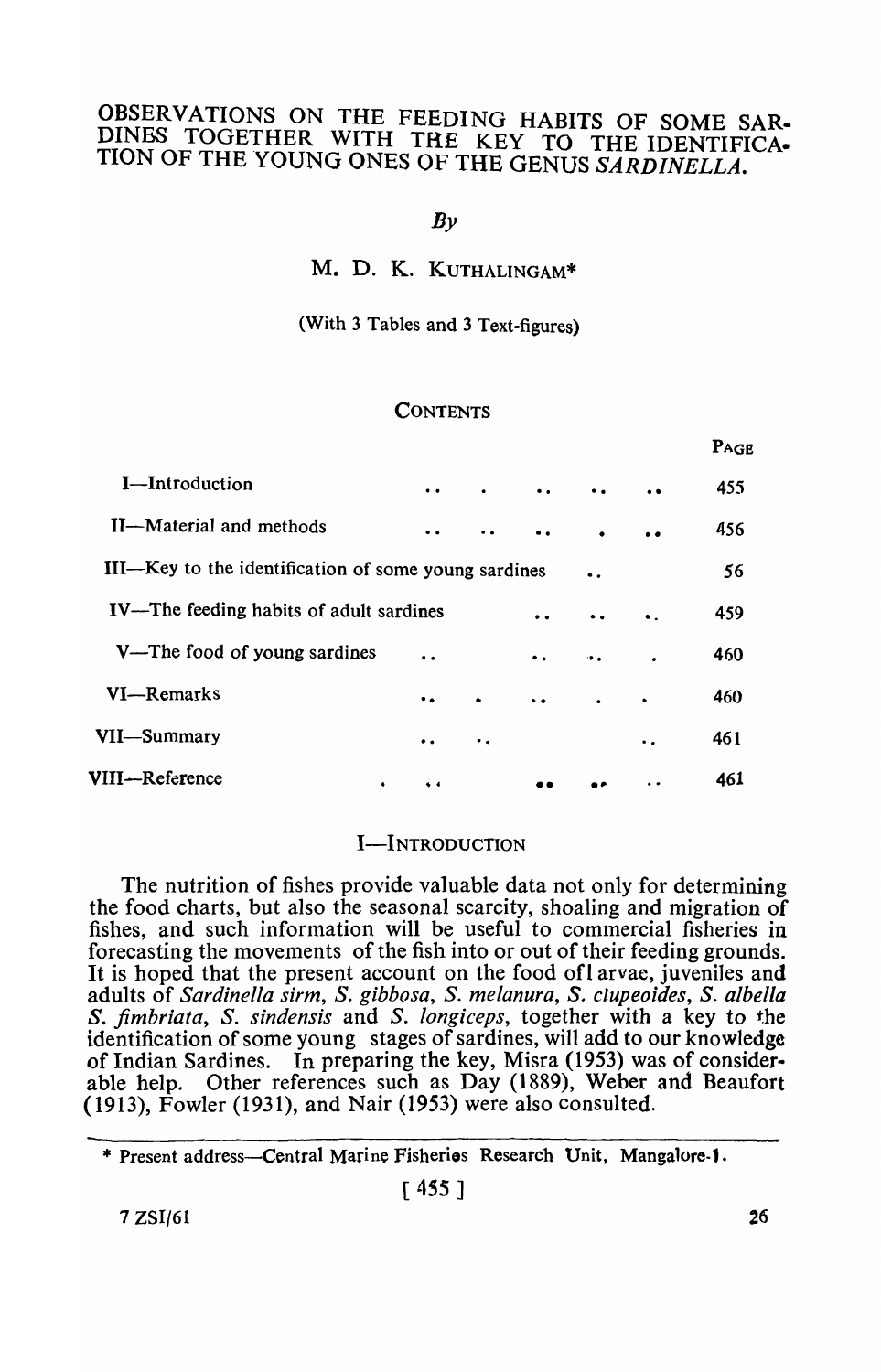# OBSERVATIONS ON THE FEEDING HABITS OF SOME SARDINES TOGETHER WITH THE KEY TO THE IDENTIFICATION OF THE YOUNG ONES OF THE GENUS *SARDINELLA*.

*By*

M. D. K. KUTHALINGAM*

(With 3 Tables and 3 Text-figures)

## CONTENTS

| | PAGE |
|---|---|
| I—Introduction | 455 |
| II—Material and methods | 456 |
| III—Key to the identification of some young sardines | 56 |
| IV—The feeding habits of adult sardines | 459 |
| V—The food of young sardines | 460 |
| VI—Remarks | 460 |
| VII—Summary | 461 |
| VIII—Reference | 461 |

## I—INTRODUCTION

The nutrition of fishes provide valuable data not only for determining the food charts, but also the seasonal scarcity, shoaling and migration of fishes, and such information will be useful to commercial fisheries in forecasting the movements of the fish into or out of their feeding grounds. It is hoped that the present account on the food ofl arvae, juveniles and adults of *Sardinella sirm*, *S. gibbosa*, *S. melanura*, *S. clupeoides*, *S. albella* *S. fimbriata*, *S. sindensis* and *S. longiceps*, together with a key to the identification of some young stages of sardines, will add to our knowledge of Indian Sardines. In preparing the key, Misra (1953) was of considerable help. Other references such as Day (1889), Weber and Beaufort (1913), Fowler (1931), and Nair (1953) were also consulted.

---

\* Present address—Central Marine Fisheries Research Unit, Mangalore-1.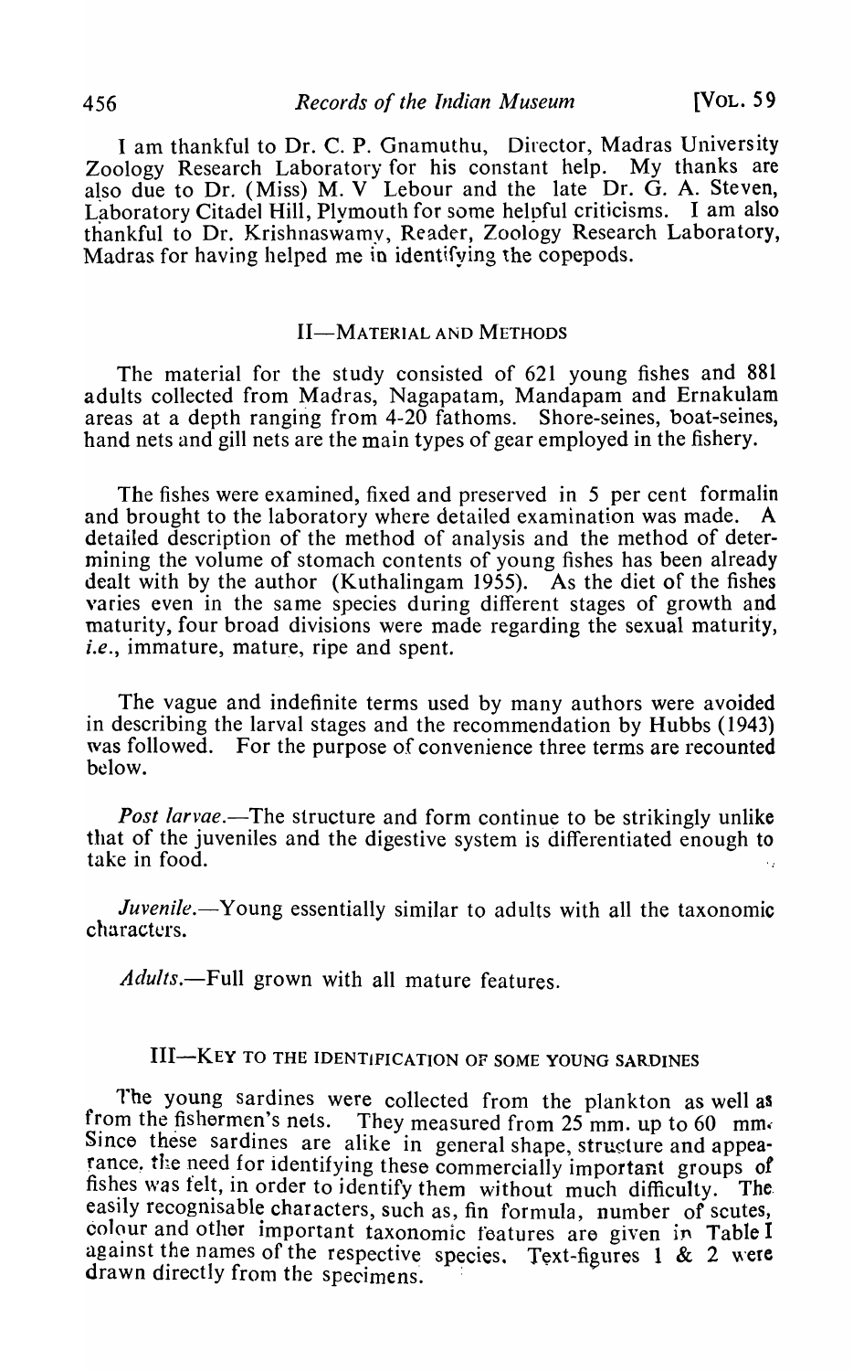I am thankful to Dr. C. P. Gnamuthu, Director, Madras University Zoology Research Laboratory for his constant help. My thanks are also due to Dr. (Miss) M. V Lebour and the late Dr. G. A. Steven, Laboratory Citadel Hill, Plymouth for some helpful criticisms. I am also thankful to Dr. Krishnaswamy, Reader, Zoology Research Laboratory, Madras for having helped me in identifying the copepods.

## II—MATERIAL AND METHODS

The material for the study consisted of 621 young fishes and 881 adults collected from Madras, Nagapatam, Mandapam and Ernakulam areas at a depth ranging from 4-20 fathoms. Shore-seines, boat-seines, hand nets and gill nets are the main types of gear employed in the fishery.

The fishes were examined, fixed and preserved in 5 per cent formalin and brought to the laboratory where detailed examination was made. A detailed description of the method of analysis and the method of determining the volume of stomach contents of young fishes has been already dealt with by the author (Kuthalingam 1955). As the diet of the fishes varies even in the same species during different stages of growth and maturity, four broad divisions were made regarding the sexual maturity, *i.e.*, immature, mature, ripe and spent.

The vague and indefinite terms used by many authors were avoided in describing the larval stages and the recommendation by Hubbs (1943) was followed. For the purpose of convenience three terms are recounted below.

*Post larvae.*—The structure and form continue to be strikingly unlike that of the juveniles and the digestive system is differentiated enough to take in food.

*Juvenile.*—Young essentially similar to adults with all the taxonomic characters.

*Adults.*—Full grown with all mature features.

## III—KEY TO THE IDENTIFICATION OF SOME YOUNG SARDINES

The young sardines were collected from the plankton as well as from the fishermen's nets. They measured from 25 mm. up to 60 mm. Since these sardines are alike in general shape, structure and appearance, the need for identifying these commercially important groups of fishes was felt, in order to identify them without much difficulty. The easily recognisable characters, such as, fin formula, number of scutes, colour and other important taxonomic features are given in Table I against the names of the respective species. Text-figures 1 & 2 were drawn directly from the specimens.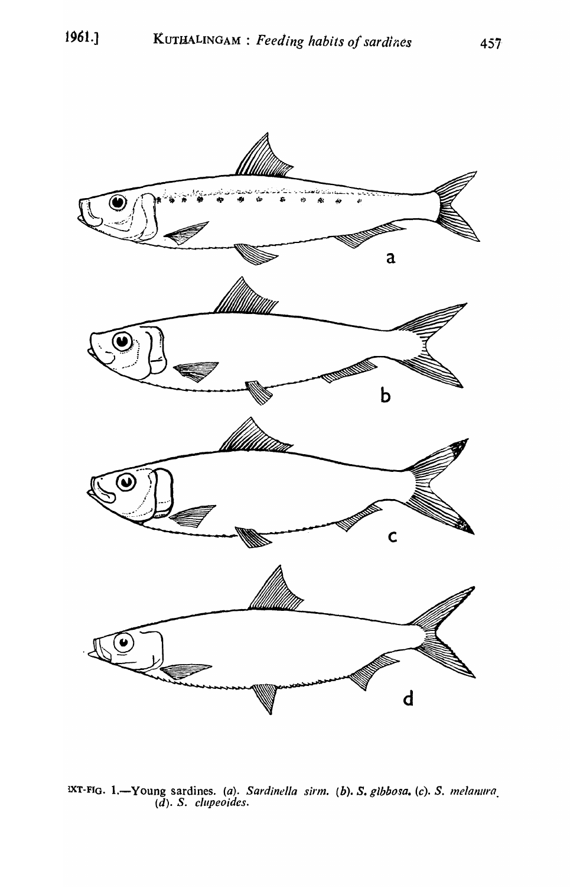a

b

c

d

TEXT-FIG. 1.—Young sardines. (*a*). *Sardinella sirm.* (*b*). *S. gibbosa.* (*c*). *S. melanura.* (*d*). *S. clupeoides.*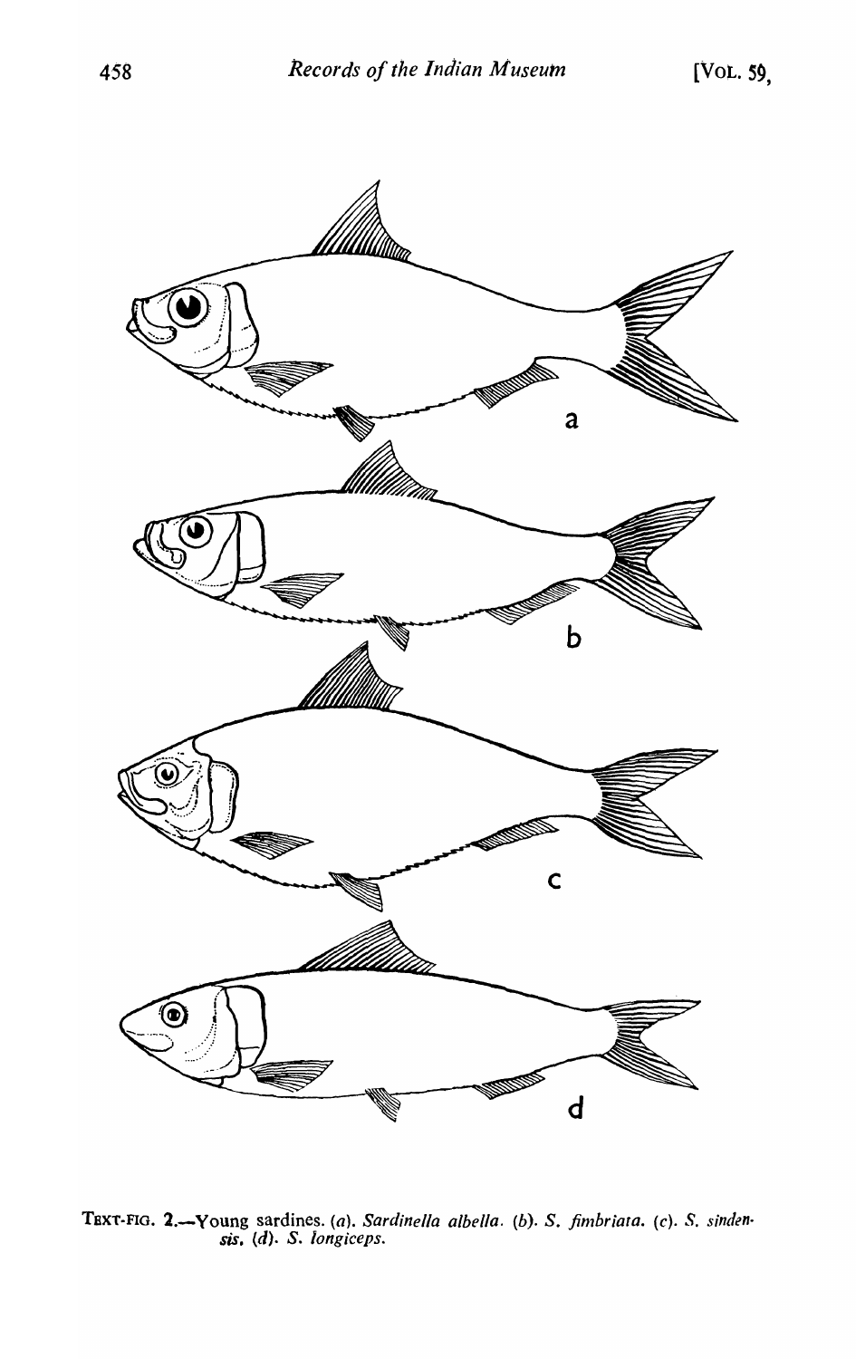a

b

c

d

TEXT-FIG. 2.—Young sardines. (*a*). *Sardinella albella*. (*b*). *S. fimbriata*. (*c*). *S. sindensis*. (*d*). *S. longiceps*.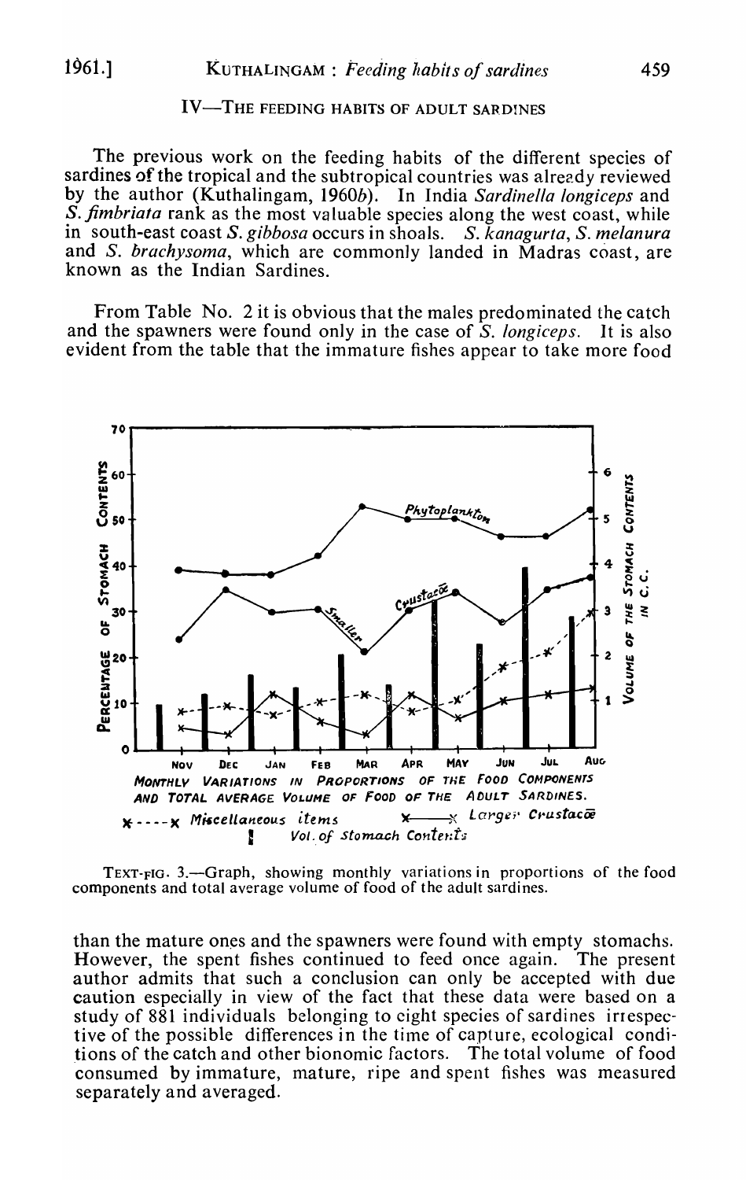## IV—THE FEEDING HABITS OF ADULT SARDINES

The previous work on the feeding habits of the different species of sardines of the tropical and the subtropical countries was already reviewed by the author (Kuthalingam, 1960*b*). In India *Sardinella longiceps* and *S. fimbriata* rank as the most valuable species along the west coast, while in south-east coast *S. gibbosa* occurs in shoals. *S. kanagurta*, *S. melanura* and *S. brachysoma*, which are commonly landed in Madras coast, are known as the Indian Sardines.

From Table No. 2 it is obvious that the males predominated the catch and the spawners were found only in the case of *S. longiceps*. It is also evident from the table that the immature fishes appear to take more food

PERCENTAGE OF STOMACH CONTENTS

70
60
50
40
30
20
10
0

VOLUME OF THE STOMACH CONTENTS IN C.C.

6
5
4
3
2
1

Phytoplankton

Crustacæ

Smaller

NOV DEC JAN FEB MAR APR MAY JUN JUL AUG

MONTHLY VARIATIONS IN PROPORTIONS OF THE FOOD COMPONENTS AND TOTAL AVERAGE VOLUME OF FOOD OF THE ADULT SARDINES.

x----x Miscellaneous items

x——x Larger Crustacœ

Vol. of Stomach Contents

TEXT-FIG. 3.—Graph, showing monthly variations in proportions of the food components and total average volume of food of the adult sardines.

than the mature ones and the spawners were found with empty stomachs. However, the spent fishes continued to feed once again. The present author admits that such a conclusion can only be accepted with due caution especially in view of the fact that these data were based on a study of 881 individuals belonging to eight species of sardines irrespective of the possible differences in the time of capture, ecological conditions of the catch and other bionomic factors. The total volume of food consumed by immature, mature, ripe and spent fishes was measured separately and averaged.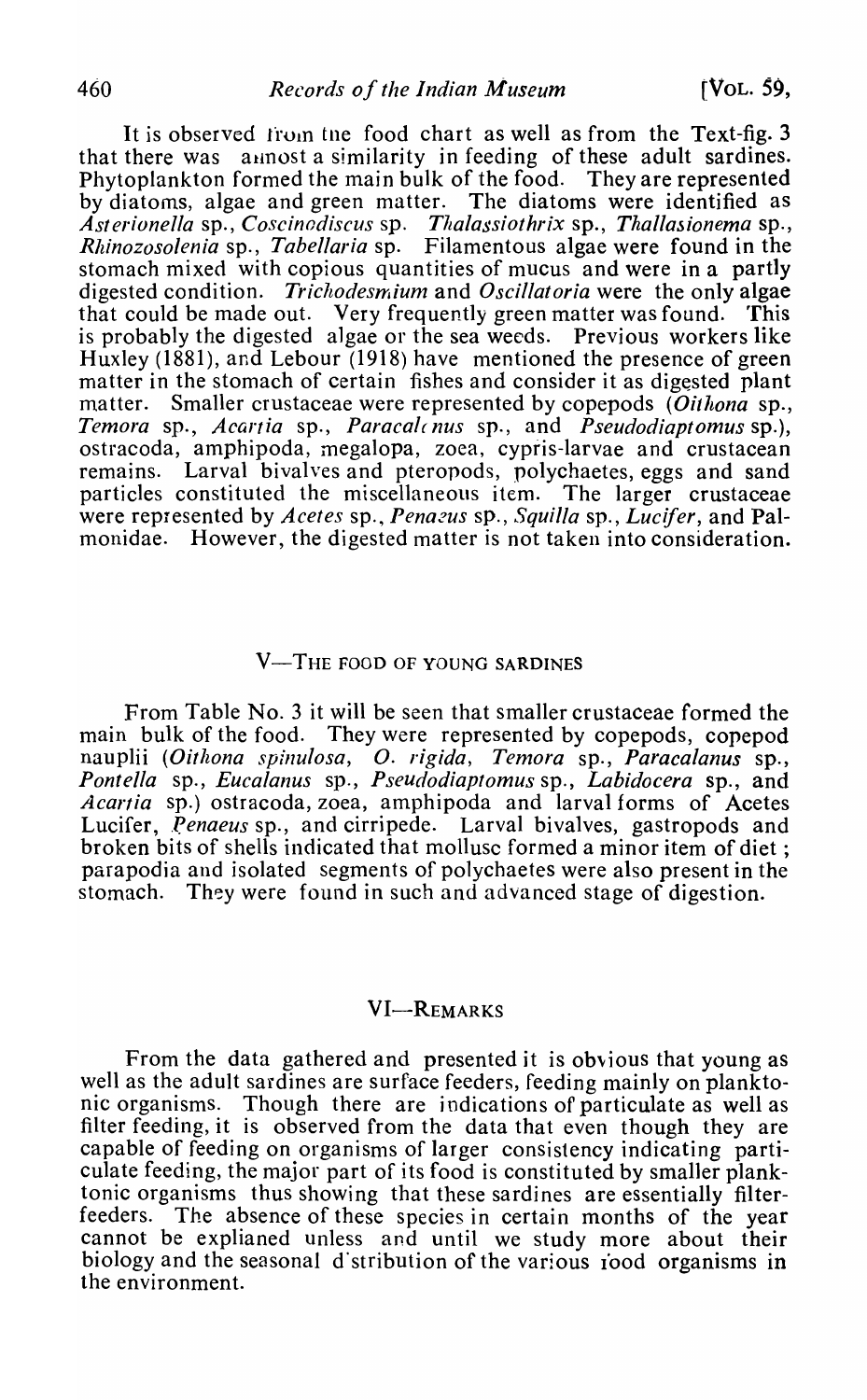It is observed from the food chart as well as from the Text-fig. 3 that there was almost a similarity in feeding of these adult sardines. Phytoplankton formed the main bulk of the food. They are represented by diatoms, algae and green matter. The diatoms were identified as *Asterionella* sp., *Coscinodiscus* sp. *Thalassiothrix* sp., *Thallasionema* sp., *Rhinozosolenia* sp., *Tabellaria* sp. Filamentous algae were found in the stomach mixed with copious quantities of mucus and were in a partly digested condition. *Trichodesmium* and *Oscillatoria* were the only algae that could be made out. Very frequently green matter was found. This is probably the digested algae or the sea weeds. Previous workers like Huxley (1881), and Lebour (1918) have mentioned the presence of green matter in the stomach of certain fishes and consider it as digested plant matter. Smaller crustaceae were represented by copepods (*Oithona* sp., *Temora* sp., *Acartia* sp., *Paracalanus* sp., and *Pseudodiaptomus* sp.), ostracoda, amphipoda, megalopa, zoea, cypris-larvae and crustacean remains. Larval bivalves and pteropods, polychaetes, eggs and sand particles constituted the miscellaneous item. The larger crustaceae were represented by *Acetes* sp., *Penaeus* sp., *Squilla* sp., *Lucifer*, and Palmonidae. However, the digested matter is not taken into consideration.

## V—THE FOOD OF YOUNG SARDINES

From Table No. 3 it will be seen that smaller crustaceae formed the main bulk of the food. They were represented by copepods, copepod nauplii (*Oithona spinulosa*, *O. rigida*, *Temora* sp., *Paracalanus* sp., *Pontella* sp., *Eucalanus* sp., *Pseudodiaptomus* sp., *Labidocera* sp., and *Acartia* sp.) ostracoda, zoea, amphipoda and larval forms of Acetes Lucifer, *Penaeus* sp., and cirripede. Larval bivalves, gastropods and broken bits of shells indicated that mollusc formed a minor item of diet; parapodia and isolated segments of polychaetes were also present in the stomach. They were found in such and advanced stage of digestion.

## VI—REMARKS

From the data gathered and presented it is obvious that young as well as the adult sardines are surface feeders, feeding mainly on planktonic organisms. Though there are indications of particulate as well as filter feeding, it is observed from the data that even though they are capable of feeding on organisms of larger consistency indicating particulate feeding, the major part of its food is constituted by smaller planktonic organisms thus showing that these sardines are essentially filter-feeders. The absence of these species in certain months of the year cannot be explianed unless and until we study more about their biology and the seasonal distribution of the various food organisms in the environment.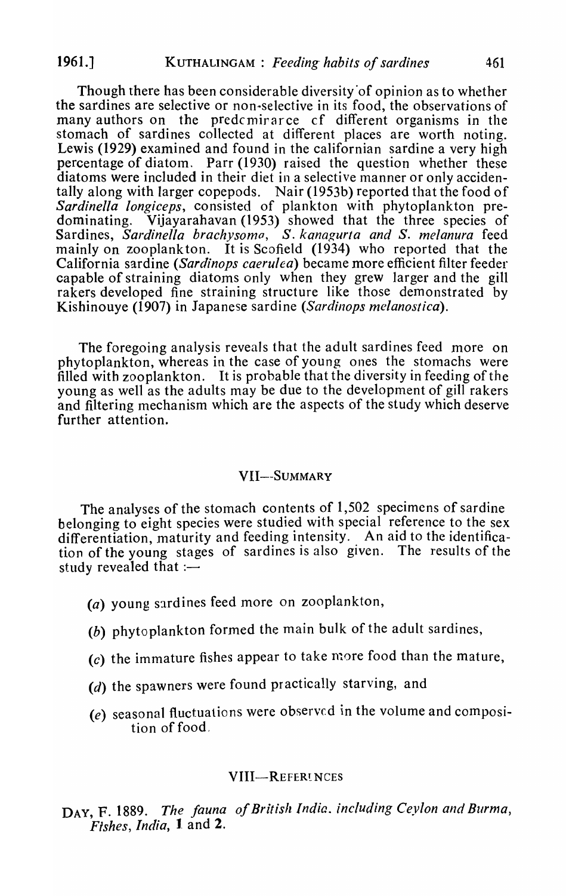Though there has been considerable diversity of opinion as to whether the sardines are selective or non-selective in its food, the observations of many authors on the predcmirarce cf different organisms in the stomach of sardines collected at different places are worth noting. Lewis (1929) examined and found in the californian sardine a very high percentage of diatom. Parr (1930) raised the question whether these diatoms were included in their diet in a selective manner or only accidentally along with larger copepods. Nair (1953b) reported that the food of *Sardinella longiceps*, consisted of plankton with phytoplankton predominating. Vijayarahavan (1953) showed that the three species of Sardines, *Sardinella brachysoma*, *S. kanagurta and S. melanura* feed mainly on zooplankton. It is Scofield (1934) who reported that the California sardine (*Sardinops caerulea*) became more efficient filter feeder capable of straining diatoms only when they grew larger and the gill rakers developed fine straining structure like those demonstrated by Kishinouye (1907) in Japanese sardine (*Sardinops melanostica*).

The foregoing analysis reveals that the adult sardines feed more on phytoplankton, whereas in the case of young ones the stomachs were filled with zooplankton. It is probable that the diversity in feeding of the young as well as the adults may be due to the development of gill rakers and filtering mechanism which are the aspects of the study which deserve further attention.

## VII—SUMMARY

The analyses of the stomach contents of 1,502 specimens of sardine belonging to eight species were studied with special reference to the sex differentiation, maturity and feeding intensity. An aid to the identification of the young stages of sardines is also given. The results of the study revealed that :—

(*a*) young sardines feed more on zooplankton,

(*b*) phytoplankton formed the main bulk of the adult sardines,

(*c*) the immature fishes appear to take more food than the mature,

(*d*) the spawners were found practically starving, and

(*e*) seasonal fluctuations were observed in the volume and composition of food.

## VIII—REFERENCES

DAY, F. 1889. *The fauna of British India. including Ceylon and Burma, Fishes, India,* **1** and **2**.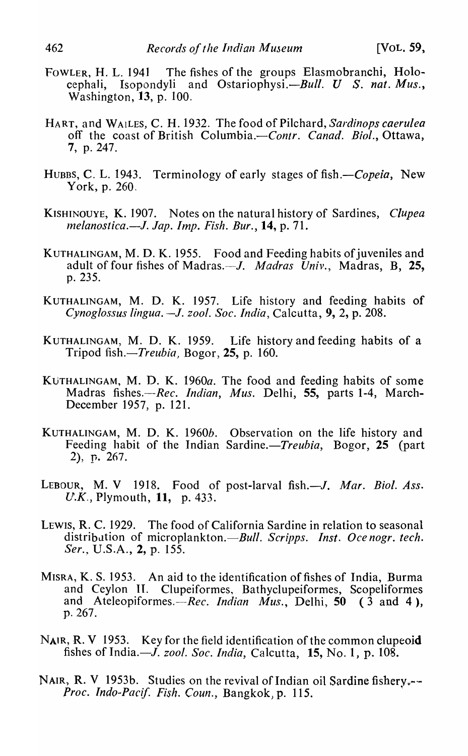FOWLER, H. L. 1941 The fishes of the groups Elasmobranchi, Holocephali, Isopondyli and Ostariophysi.—*Bull. U S. nat. Mus.*, Washington, **13**, p. 100.

HART, and WAILES, C. H. 1932. The food of Pilchard, *Sardinops caerulea* off the coast of British Columbia.—*Contr. Canad. Biol.*, Ottawa, **7**, p. 247.

HUBBS, C. L. 1943. Terminology of early stages of fish.—*Copeia*, New York, p. 260.

KISHINOUYE, K. 1907. Notes on the natural history of Sardines, *Clupea melanostica*.—*J. Jap. Imp. Fish. Bur.*, **14**, p. 71.

KUTHALINGAM, M. D. K. 1955. Food and Feeding habits of juveniles and adult of four fishes of Madras.—*J. Madras Univ.*, Madras, B, **25**, p. 235.

KUTHALINGAM, M. D. K. 1957. Life history and feeding habits of *Cynoglossus lingua*. —*J. zool. Soc. India*, Calcutta, **9**, 2, p. 208.

KUTHALINGAM, M. D. K. 1959. Life history and feeding habits of a Tripod fish.—*Treubia*, Bogor, **25**, p. 160.

KUTHALINGAM, M. D. K. 1960*a*. The food and feeding habits of some Madras fishes.—*Rec. Indian, Mus.* Delhi, **55**, parts 1-4, March-December 1957, p. 121.

KUTHALINGAM, M. D. K. 1960*b*. Observation on the life history and Feeding habit of the Indian Sardine.—*Treubia*, Bogor, **25** (part 2), p. 267.

LEBOUR, M. V 1918. Food of post-larval fish.—*J. Mar. Biol. Ass. U.K.*, Plymouth, **11**, p. 433.

LEWIS, R. C. 1929. The food of California Sardine in relation to seasonal distribution of microplankton.—*Bull. Scripps. Inst. Oce nogr. tech. Ser.*, U.S.A., **2**, p. 155.

MISRA, K. S. 1953. An aid to the identification of fishes of India, Burma and Ceylon II. Clupeiformes, Bathyclupeiformes, Scopeliformes and Ateleopiformes.—*Rec. Indian Mus.*, Delhi, **50** (3 and 4), p. 267.

NAIR, R. V 1953. Key for the field identification of the common clupeoid fishes of India.—*J. zool. Soc. India*, Calcutta, **15**, No. 1, p. 108.

NAIR, R. V 1953b. Studies on the revival of Indian oil Sardine fishery.—*Proc. Indo-Pacif. Fish. Coun.*, Bangkok, p. 115.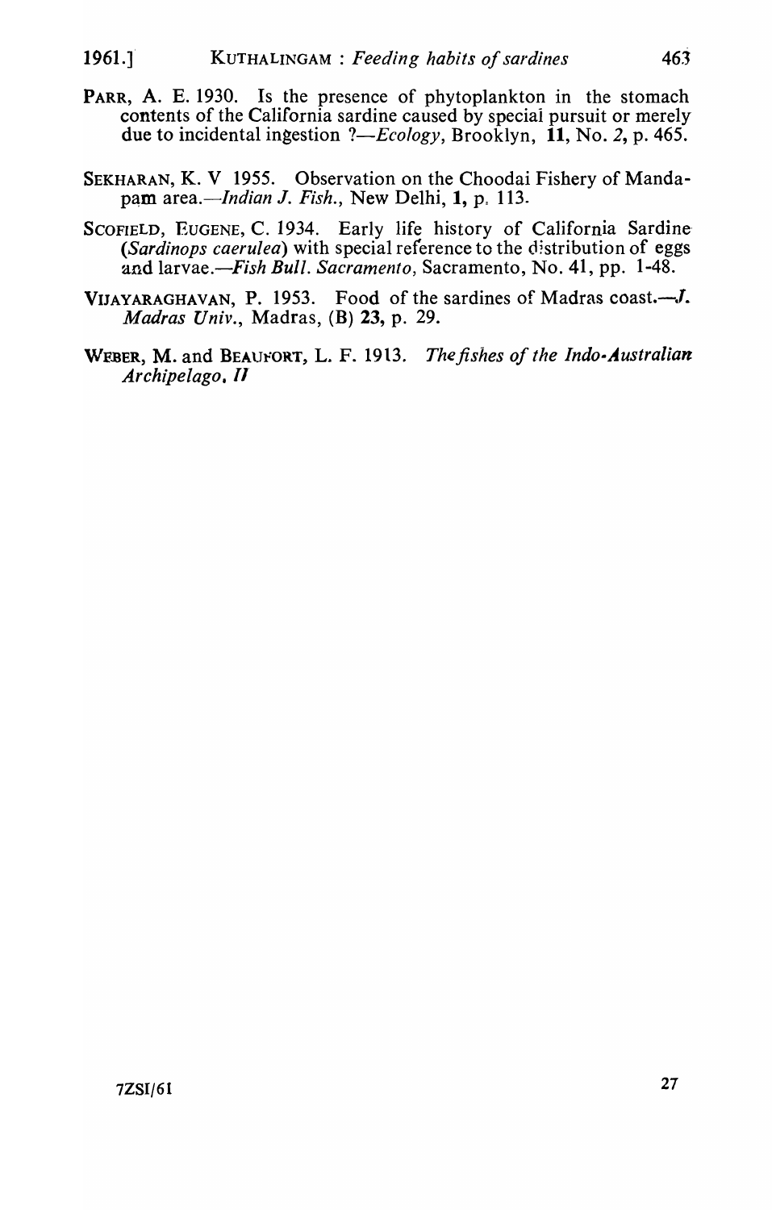PARR, A. E. 1930. Is the presence of phytoplankton in the stomach contents of the California sardine caused by special pursuit or merely due to incidental ingestion ?—*Ecology*, Brooklyn, **11**, No. 2, p. 465.

SEKHARAN, K. V 1955. Observation on the Choodai Fishery of Mandapam area.—*Indian J. Fish.*, New Delhi, **1**, p. 113.

SCOFIELD, EUGENE, C. 1934. Early life history of California Sardine (*Sardinops caerulea*) with special reference to the distribution of eggs and larvae.—*Fish Bull. Sacramento*, Sacramento, No. 41, pp. 1-48.

VIJAYARAGHAVAN, P. 1953. Food of the sardines of Madras coast.—*J. Madras Univ.*, Madras, (B) **23**, p. 29.

WEBER, M. and BEAUFORT, L. F. 1913. *The fishes of the Indo-Australian Archipelago, II*

7ZSI/61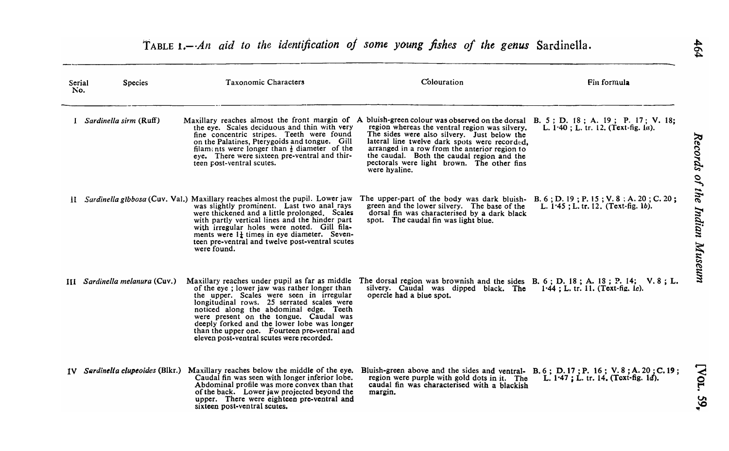TABLE 1.—*An aid to the identification of some young fishes of the genus Sardinella.*

| Serial No. | Species | Taxonomic Characters | Colouration | Fin formula |
|---|---|---|---|---|
| I | *Sardinella sirm* (Ruff) | Maxillary reaches almost the front margin of the eye. Scales deciduous and thin with very fine concentric stripes. Teeth were found on the Palatines, Pterygoids and tongue. Gill filaments were longer than ½ diameter of the eye. There were sixteen pre-ventral and thirteen post-ventral scutes. | A bluish-green colour was observed on the dorsal region whereas the ventral region was silvery. The sides were also silvery. Just below the lateral line twelve dark spots were recorded, arranged in a row from the anterior region to the caudal. Both the caudal region and the pectorals were light brown. The other fins were hyaline. | B. 5 ; D. 18 ; A. 19 ; P. 17 ; V. 18; L. 1·40 ; L. tr. 12. (Text-fig. 1*a*). |
| II | *Sardinella gibbosa* (Cuv. Val.) | Maxillary reaches almost the pupil. Lower jaw was slightly prominent. Last two anal rays were thickened and a little prolonged. Scales with partly vertical lines and the hinder part with irregular holes were noted. Gill filaments were 1¼ times in eye diameter. Seventeen pre-ventral and twelve post-ventral scutes were found. | The upper-part of the body was dark bluish-green and the lower silvery. The base of the dorsal fin was characterised by a dark black spot. The caudal fin was light blue. | B. 6 ; D. 19 ; P. 15 ; V. 8 ; A. 20 ; C. 20 ; L. 1·45 ; L. tr. 12. (Text-fig. 1*b*). |
| III | *Sardinella melanura* (Cuv.) | Maxillary reaches under pupil as far as middle of the eye ; lower jaw was rather longer than the upper. Scales were seen in irregular longitudinal rows. 25 serrated scales were noticed along the abdominal edge. Teeth were present on the tongue. Caudal was deeply forked and the lower lobe was longer than the upper one. Fourteen pre-ventral and eleven post-ventral scutes were recorded. | The dorsal region was brownish and the sides silvery. Caudal was dipped black. The opercle had a blue spot. | B. 6 ; D. 18 ; A. 18 ; P. 14; V. 8 ; L. 1·44 ; L. tr. 11. (Text-fig. 1*c*). |
| IV | *Sardinella clupeoides* (Blkr.) | Maxillary reaches below the middle of the eye. Caudal fin was seen with longer inferior lobe. Abdominal profile was more convex than that of the back. Lower jaw projected beyond the upper. There were eighteen pre-ventral and sixteen post-ventral scutes. | Bluish-green above and the sides and ventral-region were purple with gold dots in it. The caudal fin was characterised with a blackish margin. | B. 6 ; D. 17 ; P. 16 ; V. 8 ; A. 20 ; C. 19 ; L. 1·47 ; L. tr. 14. (Text-fig. 1*d*). |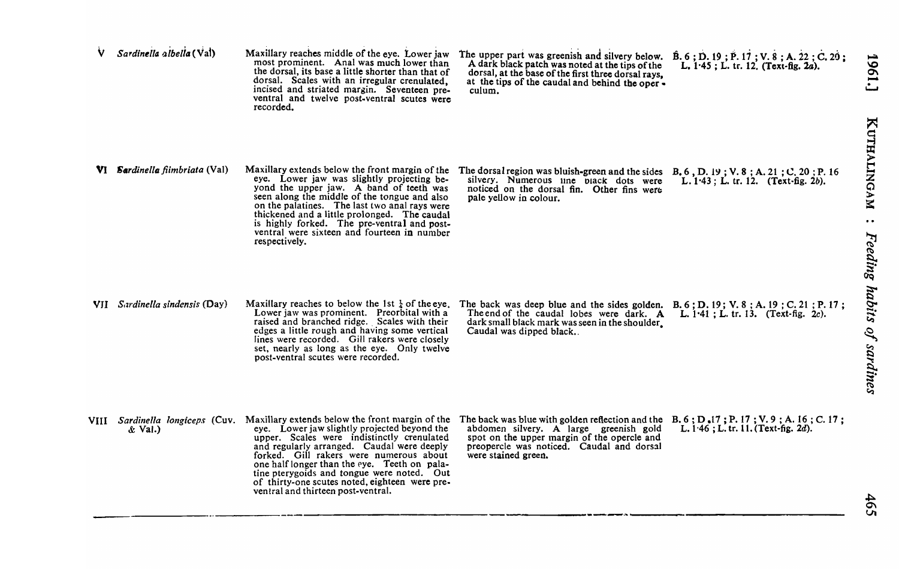| | | | | |
|---|---|---|---|---|
| V | *Sardinella albella* (Val) | Maxillary reaches middle of the eye. Lower jaw most prominent. Anal was much lower than the dorsal, its base a little shorter than that of dorsal. Scales with an irregular crenulated, incised and striated margin. Seventeen pre-ventral and twelve post-ventral scutes were recorded. | The upper part was greenish and silvery below. A dark black patch was noted at the tips of the dorsal, at the base of the first three dorsal rays, at the tips of the caudal and behind the operculum. | B. 6 ; D. 19 ; P. 17 ; V. 8 ; A. 22 ; C. 20 ; L. 1·45 ; L. tr. 12. (Text-fig. 2*a*). |
| VI | *Sardinella fiimbriata* (Val) | Maxillary extends below the front margin of the eye. Lower jaw was slightly projecting beyond the upper jaw. A band of teeth was seen along the middle of the tongue and also on the palatines. The last two anal rays were thickened and a little prolonged. The caudal is highly forked. The pre-ventral and post-ventral were sixteen and fourteen in number respectively. | The dorsal region was bluish-green and the sides silvery. Numerous fine black dots were noticed on the dorsal fin. Other fins were pale yellow in colour. | B. 6 , D. 19 ; V. 8 ; A. 21 ; C. 20 ; P. 16 L. 1·43 ; L. tr. 12. (Text-fig. 2*b*). |
| VII | *Sardinella sindensis* (Day) | Maxillary reaches to below the 1st ¼ of the eye. Lower jaw was prominent. Preorbital with a raised and branched ridge. Scales with their edges a little rough and having some vertical lines were recorded. Gill rakers were closely set, nearly as long as the eye. Only twelve post-ventral scutes were recorded. | The back was deep blue and the sides golden. The end of the caudal lobes were dark. A dark small black mark was seen in the shoulder. Caudal was dipped black.. | B. 6 ; D. 19; V. 8 ; A. 19 ; C. 21 ; P. 17 ; L. 1·41 ; L. tr. 13. (Text-fig. 2*c*). |
| VIII | *Sardinella longiceps* (Cuv. & Val.) | Maxillary extends below the front margin of the eye. Lower jaw slightly projected beyond the upper. Scales were indistinctly crenulated and regularly arranged. Caudal were deeply forked. Gill rakers were numerous about one half longer than the eye. Teeth on palatine pterygoids and tongue were noted. Out of thirty-one scutes noted, eighteen were pre-ventral and thirteen post-ventral. | The back was blue with golden reflection and the abdomen silvery. A large greenish gold spot on the upper margin of the opercle and preopercle was noticed. Caudal and dorsal were stained green. | B. 6 ; D .17 ; P. 17 ; V. 9 ; A. 16 ; C. 17 ; L. 1·46 ; L. tr. 11. (Text-fig. 2*d*). |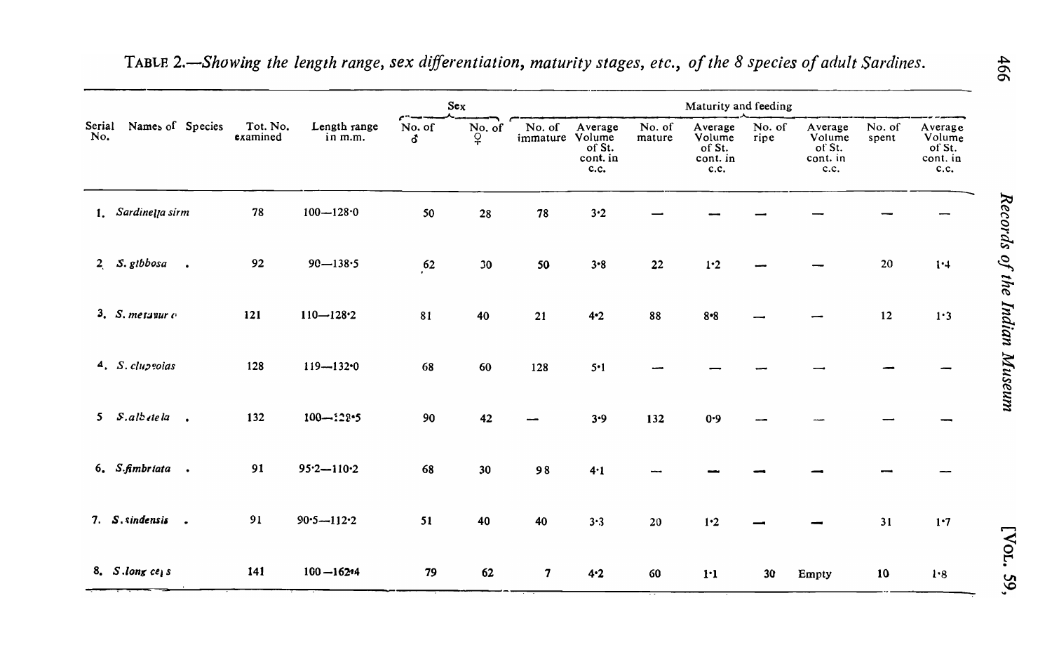TABLE 2.—*Showing the length range, sex differentiation, maturity stages, etc., of the 8 species of adult Sardines.*

| Serial No. | Names of Species | Tot. No. examined | Length range in m.m. | Sex | | Maturity and feeding | | | | | | | |
|---|---|---|---|---|---|---|---|---|---|---|---|---|---|
| | | | | No. of ♂ | No. of ♀ | No. of immature | Average Volume of St. cont. in c.c. | No. of mature | Average Volume of St. cont. in c.c. | No. of ripe | Average Volume of St. cont. in c.c. | No. of spent | Average Volume of St. cont. in c.c. |
| 1. | *Sardinella sirm* | 78 | 100—128·0 | 50 | 28 | 78 | 3·2 | — | — | — | — | — | — |
| 2. | *S. gibbosa* | 92 | 90—138·5 | 62 | 30 | 50 | 3·8 | 22 | 1·2 | — | — | 20 | 1·4 |
| 3. | *S. melanura* | 121 | 110—128·2 | 81 | 40 | 21 | 4·2 | 88 | 8·8 | — | — | 12 | 1·3 |
| 4. | *S. clupeoides* | 128 | 119—132·0 | 68 | 60 | 128 | 5·1 | — | — | — | — | — | — |
| 5. | *S. albella* | 132 | 100—128·5 | 90 | 42 | — | 3·9 | 132 | 0·9 | — | — | — | — |
| 6. | *S. fimbriata* | 91 | 95·2—110·2 | 68 | 30 | 98 | 4·1 | — | — | — | — | — | — |
| 7. | *S. sindensis* | 91 | 90·5—112·2 | 51 | 40 | 40 | 3·3 | 20 | 1·2 | — | — | 31 | 1·7 |
| 8. | *S. longiceps* | 141 | 100—162·4 | 79 | 62 | 7 | 4·2 | 60 | 1·1 | 30 | Empty | 10 | 1·8 |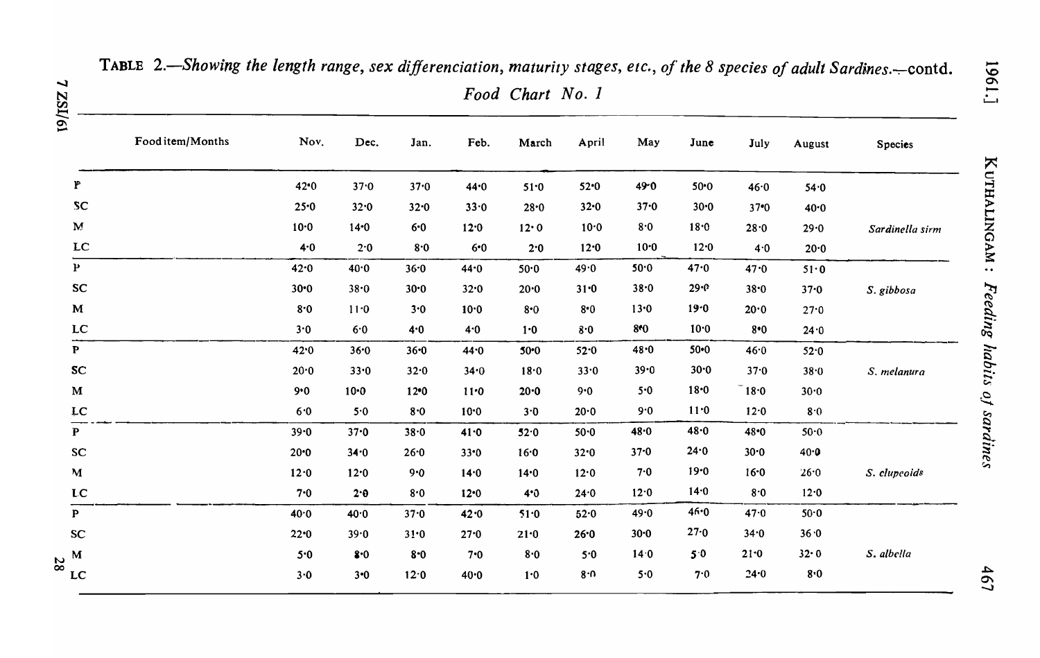**TABLE 2.**—*Showing the length range, sex differenciation, maturity stages, etc., of the 8 species of adult Sardines.*—contd.

*Food Chart No. 1*

| Food item/Months | Nov. | Dec. | Jan. | Feb. | March | April | May | June | July | August | Species |
|---|---|---|---|---|---|---|---|---|---|---|---|
| P | 42·0 | 37·0 | 37·0 | 44·0 | 51·0 | 52·0 | 49·0 | 50·0 | 46·0 | 54·0 | |
| SC | 25·0 | 32·0 | 32·0 | 33·0 | 28·0 | 32·0 | 37·0 | 30·0 | 37·0 | 40·0 | |
| M | 10·0 | 14·0 | 6·0 | 12·0 | 12·0 | 10·0 | 8·0 | 18·0 | 28·0 | 29·0 | *Sardinella sirm* |
| LC | 4·0 | 2·0 | 8·0 | 6·0 | 2·0 | 12·0 | 10·0 | 12·0 | 4·0 | 20·0 | |
| P | 42·0 | 40·0 | 36·0 | 44·0 | 50·0 | 49·0 | 50·0 | 47·0 | 47·0 | 51·0 | |
| SC | 30·0 | 38·0 | 30·0 | 32·0 | 20·0 | 31·0 | 38·0 | 29·0 | 38·0 | 37·0 | *S. gibbosa* |
| M | 8·0 | 11·0 | 3·0 | 10·0 | 8·0 | 8·0 | 13·0 | 19·0 | 20·0 | 27·0 | |
| LC | 3·0 | 6·0 | 4·0 | 4·0 | 1·0 | 8·0 | 8·0 | 10·0 | 8·0 | 24·0 | |
| P | 42·0 | 36·0 | 36·0 | 44·0 | 50·0 | 52·0 | 48·0 | 50·0 | 46·0 | 52·0 | |
| SC | 20·0 | 33·0 | 32·0 | 34·0 | 18·0 | 33·0 | 39·0 | 30·0 | 37·0 | 38·0 | *S. melanura* |
| M | 9·0 | 10·0 | 12·0 | 11·0 | 20·0 | 9·0 | 5·0 | 18·0 | 18·0 | 30·0 | |
| LC | 6·0 | 5·0 | 8·0 | 10·0 | 3·0 | 20·0 | 9·0 | 11·0 | 12·0 | 8·0 | |
| P | 39·0 | 37·0 | 38·0 | 41·0 | 52·0 | 50·0 | 48·0 | 48·0 | 48·0 | 50·0 | |
| SC | 20·0 | 34·0 | 26·0 | 33·0 | 16·0 | 32·0 | 37·0 | 24·0 | 30·0 | 40·0 | |
| M | 12·0 | 12·0 | 9·0 | 14·0 | 14·0 | 12·0 | 7·0 | 19·0 | 16·0 | 26·0 | *S. clupeoids* |
| LC | 7·0 | 2·0 | 8·0 | 12·0 | 4·0 | 24·0 | 12·0 | 14·0 | 8·0 | 12·0 | |
| P | 40·0 | 40·0 | 37·0 | 42·0 | 51·0 | 52·0 | 49·0 | 46·0 | 47·0 | 50·0 | |
| SC | 22·0 | 39·0 | 31·0 | 27·0 | 21·0 | 26·0 | 30·0 | 27·0 | 34·0 | 36·0 | |
| M | 5·0 | 8·0 | 8·0 | 7·0 | 8·0 | 5·0 | 14·0 | 5·0 | 21·0 | 32·0 | *S. albella* |
| LC | 3·0 | 3·0 | 12·0 | 40·0 | 1·0 | 8·0 | 5·0 | 7·0 | 24·0 | 8·0 | |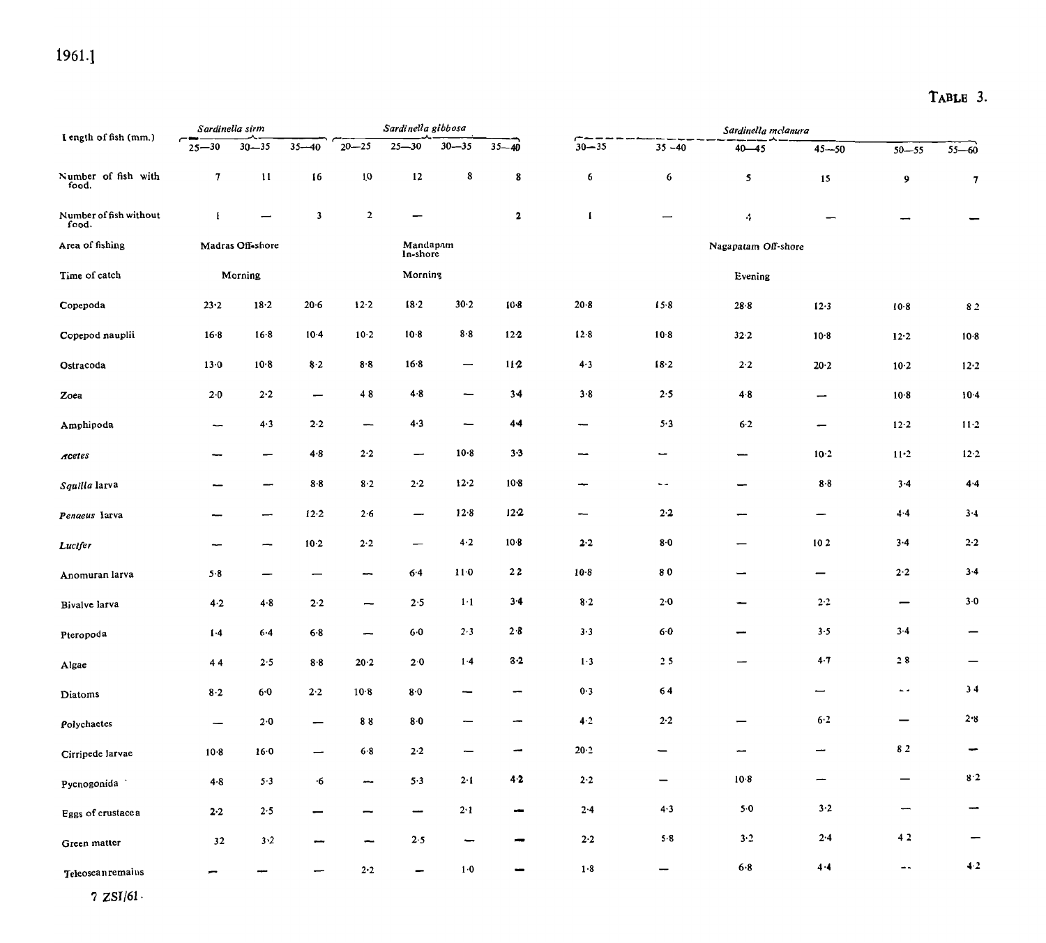**TABLE 3.**

| Length of fish (mm.) | *Sardinella sirm* | | | *Sardinella gibbosa* | | | | *Sardinella melanura* | | | | | |
|---|---|---|---|---|---|---|---|---|---|---|---|---|---|
| | 25—30 | 30—35 | 35—40 | 20—25 | 25—30 | 30—35 | 35—40 | 30—35 | 35—40 | 40—45 | 45—50 | 50—55 | 55—60 |
| Number of fish with food. | 7 | 11 | 16 | 10 | 12 | 8 | 8 | 6 | 6 | 5 | 15 | 9 | 7 |
| Number of fish without food. | 1 | — | 3 | 2 | — | | 2 | 1 | — | 4 | — | — | — |
| Area of fishing | Madras Off-shore | | | Mandapam In-shore | | | | Nagapatam Off-shore | | | | | |
| Time of catch | Morning | | | Morning | | | | Evening | | | | | |
| Copepoda | 23·2 | 18·2 | 20·6 | 12·2 | 18·2 | 30·2 | 10·8 | 20·8 | 15·8 | 28·8 | 12·3 | 10·8 | 8·2 |
| Copepod nauplii | 16·8 | 16·8 | 10·4 | 10·2 | 10·8 | 8·8 | 12·2 | 12·8 | 10·8 | 32·2 | 10·8 | 12·2 | 10·8 |
| Ostracoda | 13·0 | 10·8 | 8·2 | 8·8 | 16·8 | — | 11·2 | 4·3 | 18·2 | 2·2 | 20·2 | 10·2 | 12·2 |
| Zoea | 2·0 | 2·2 | — | 4·8 | 4·8 | — | 3·4 | 3·8 | 2·5 | 4·8 | — | 10·8 | 10·4 |
| Amphipoda | — | 4·3 | 2·2 | — | 4·3 | — | 4·4 | — | 5·3 | 6·2 | — | 12·2 | 11·2 |
| *Acetes* | — | — | 4·8 | 2·2 | — | 10·8 | 3·3 | — | — | — | 10·2 | 11·2 | 12·2 |
| *Squilla* larva | — | — | 8·8 | 8·2 | 2·2 | 12·2 | 10·8 | — | — | — | 8·8 | 3·4 | 4·4 |
| *Penaeus* larva | — | — | 12·2 | 2·6 | — | 12·8 | 12·2 | — | 2·2 | — | — | 4·4 | 3·4 |
| *Lucifer* | — | — | 10·2 | 2·2 | — | 4·2 | 10·8 | 2·2 | 8·0 | — | 10·2 | 3·4 | 2·2 |
| Anomuran larva | 5·8 | — | — | — | 6·4 | 11·0 | 2·2 | 10·8 | 8·0 | — | — | 2·2 | 3·4 |
| Bivalve larva | 4·2 | 4·8 | 2·2 | — | 2·5 | 1·1 | 3·4 | 8·2 | 2·0 | — | 2·2 | — | 3·0 |
| Pteropoda | 1·4 | 6·4 | 6·8 | — | 6·0 | 2·3 | 2·8 | 3·3 | 6·0 | — | 3·5 | 3·4 | — |
| Algae | 4·4 | 2·5 | 8·8 | 20·2 | 2·0 | 1·4 | 8·2 | 1·3 | 2·5 | — | 4·7 | 2·8 | — |
| Diatoms | 8·2 | 6·0 | 2·2 | 10·8 | 8·0 | — | — | 0·3 | 6·4 | | — | — | 3·4 |
| Polychaetes | — | 2·0 | — | 8·8 | 8·0 | — | — | 4·2 | 2·2 | — | 6·2 | — | 2·8 |
| Cirripede larvae | 10·8 | 16·0 | — | 6·8 | 2·2 | — | — | 20·2 | — | — | — | 8·2 | — |
| Pycnogonida | 4·8 | 5·3 | ·6 | — | 5·3 | 2·1 | 4·2 | 2·2 | — | 10·8 | — | — | 8·2 |
| Eggs of crustacea | 2·2 | 2·5 | — | — | — | 2·1 | — | 2·4 | 4·3 | 5·0 | 3·2 | — | — |
| Green matter | 32 | 3·2 | — | — | 2·5 | — | — | 2·2 | 5·8 | 3·2 | 2·4 | 4·2 | — |
| Teleosean remains | — | — | — | 2·2 | — | 1·0 | — | 1·8 | — | 6·8 | 4·4 | — | 4·2 |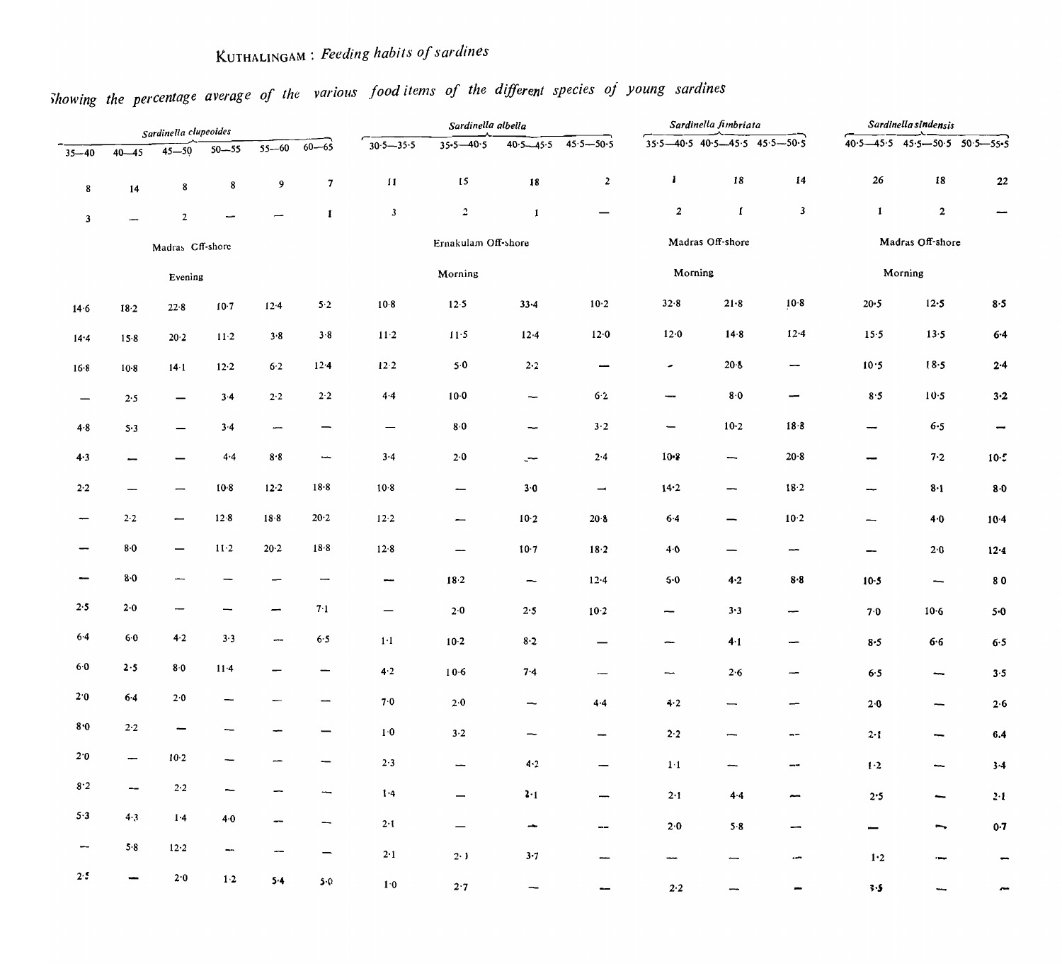KUTHALINGAM : *Feeding habits of sardines*

*Showing the percentage average of the various food items of the different species of young sardines*

| *Sardinella clupeoides* | | | | | | *Sardinella albella* | | | | *Sardinella fimbriata* | | | *Sardinella sindensis* | | |
|---|---|---|---|---|---|---|---|---|---|---|---|---|---|---|---|
| 35—40 | 40—45 | 45—50 | 50—55 | 55—60 | 60—65 | 30·5—35·5 | 35·5—40·5 | 40·5—45·5 | 45·5—50·5 | 35·5—40·5 | 40·5—45·5 | 45·5—50·5 | 40·5—45·5 | 45·5—50·5 | 50·5—55·5 |
| 8 | 14 | 8 | 8 | 9 | 7 | 11 | 15 | 18 | 2 | 1 | 18 | 14 | 26 | 18 | 22 |
| 3 | — | 2 | — | — | 1 | 3 | 2 | 1 | — | 2 | 1 | 3 | 1 | 2 | — |
| Madras Off-shore | | | | | | Ernakulam Off-shore | | | | Madras Off-shore | | | Madras Off-shore | | |
| Evening | | | | | | Morning | | | | Morning | | | Morning | | |
| 14·6 | 18·2 | 22·8 | 10·7 | 12·4 | 5·2 | 10·8 | 12·5 | 33·4 | 10·2 | 32·8 | 21·8 | 10·8 | 20·5 | 12·5 | 8·5 |
| 14·4 | 15·8 | 20·2 | 11·2 | 3·8 | 3·8 | 11·2 | 11·5 | 12·4 | 12·0 | 12·0 | 14·8 | 12·4 | 15·5 | 13·5 | 6·4 |
| 16·8 | 10·8 | 14·1 | 12·2 | 6·2 | 12·4 | 12·2 | 5·0 | 2·2 | — | — | 20·8 | — | 10·5 | 18·5 | 2·4 |
| — | 2·5 | — | 3·4 | 2·2 | 2·2 | 4·4 | 10·0 | — | 6·2 | — | 8·0 | — | 8·5 | 10·5 | 3·2 |
| 4·8 | 5·3 | — | 3·4 | — | — | — | 8·0 | — | 3·2 | — | 10·2 | 18·8 | — | 6·5 | — |
| 4·3 | — | — | 4·4 | 8·8 | — | 3·4 | 2·0 | — | 2·4 | 10·8 | — | 20·8 | — | 7·2 | 10·5 |
| 2·2 | — | — | 10·8 | 12·2 | 18·8 | 10·8 | — | 3·0 | — | 14·2 | — | 18·2 | — | 8·1 | 8·0 |
| — | 2·2 | — | 12·8 | 18·8 | 20·2 | 12·2 | — | 10·2 | 20·8 | 6·4 | — | 10·2 | — | 4·0 | 10·4 |
| — | 8·0 | — | 11·2 | 20·2 | 18·8 | 12·8 | — | 10·7 | 18·2 | 4·0 | — | — | — | 2·0 | 12·4 |
| — | 8·0 | — | — | — | — | — | 18·2 | — | 12·4 | 5·0 | 4·2 | 8·8 | 10·5 | — | 8·0 |
| 2·5 | 2·0 | — | — | — | 7·1 | — | 2·0 | 2·5 | 10·2 | — | 3·3 | — | 7·0 | 10·6 | 5·0 |
| 6·4 | 6·0 | 4·2 | 3·3 | — | 6·5 | 1·1 | 10·2 | 8·2 | — | — | 4·1 | — | 8·5 | 6·6 | 6·5 |
| 6·0 | 2·5 | 8·0 | 11·4 | — | — | 4·2 | 10·6 | 7·4 | — | — | 2·6 | — | 6·5 | — | 3·5 |
| 2·0 | 6·4 | 2·0 | — | — | — | 7·0 | 2·0 | — | 4·4 | 4·2 | — | — | 2·0 | — | 2·6 |
| 8·0 | 2·2 | — | — | — | — | 1·0 | 3·2 | — | — | 2·2 | — | — | 2·1 | — | 6·4 |
| 2·0 | — | 10·2 | — | — | — | 2·3 | — | 4·2 | — | 1·1 | — | — | 1·2 | — | 3·4 |
| 8·2 | — | 2·2 | — | — | — | 1·4 | — | 2·1 | — | 2·1 | 4·4 | — | 2·5 | — | 2·1 |
| 5·3 | 4·3 | 1·4 | 4·0 | — | — | 2·1 | — | — | — | 2·0 | 5·8 | — | — | — | 0·7 |
| — | 5·8 | 12·2 | — | — | — | 2·1 | 2·1 | 3·7 | — | — | — | — | 1·2 | — | — |
| 2·5 | — | 2·0 | 1·2 | 5·4 | 5·0 | 1·0 | 2·7 | — | — | 2·2 | — | — | 3·5 | — | — |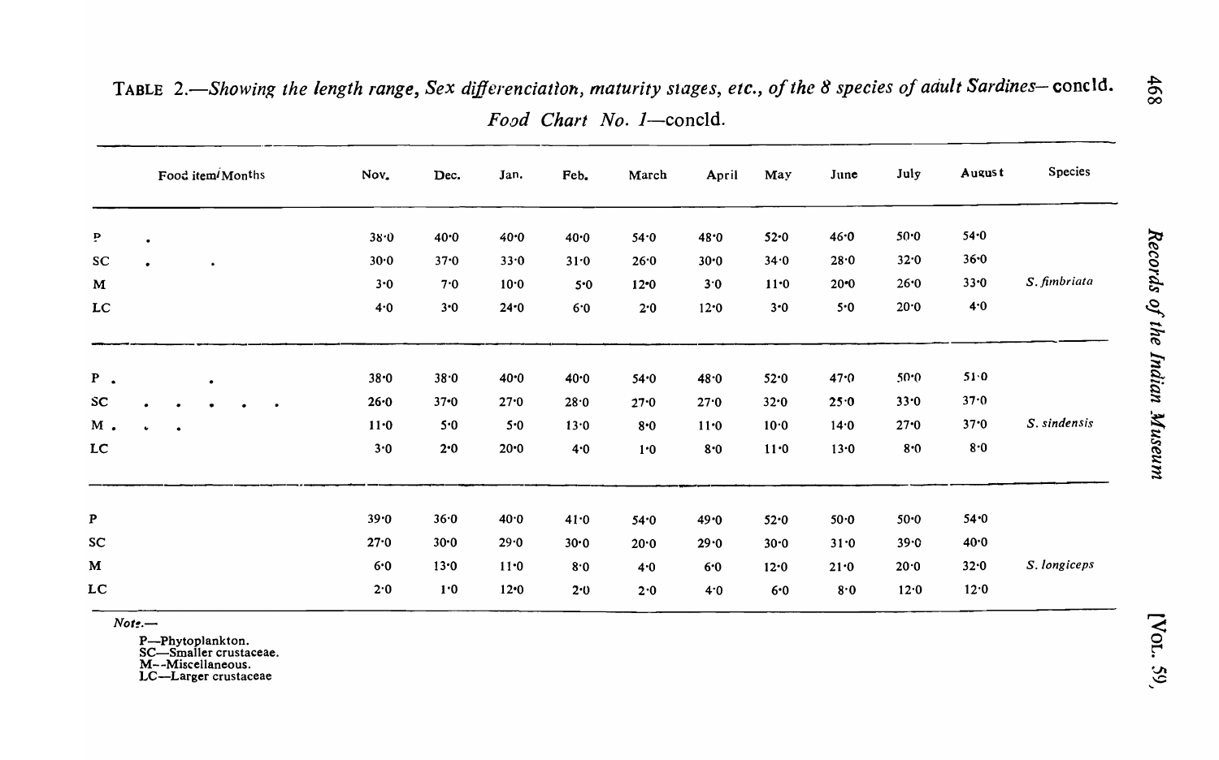TABLE 2.—*Showing the length range, Sex differenciation, maturity stages, etc., of the 8 species of adult Sardines*—concld.

*Food Chart No. 1*—concld.

| Food item/Months | Nov. | Dec. | Jan. | Feb. | March | April | May | June | July | August | Species |
|---|---|---|---|---|---|---|---|---|---|---|---|
| P | 38·0 | 40·0 | 40·0 | 40·0 | 54·0 | 48·0 | 52·0 | 46·0 | 50·0 | 54·0 | |
| SC | 30·0 | 37·0 | 33·0 | 31·0 | 26·0 | 30·0 | 34·0 | 28·0 | 32·0 | 36·0 | |
| M | 3·0 | 7·0 | 10·0 | 5·0 | 12·0 | 3·0 | 11·0 | 20·0 | 26·0 | 33·0 | *S. fimbriata* |
| LC | 4·0 | 3·0 | 24·0 | 6·0 | 2·0 | 12·0 | 3·0 | 5·0 | 20·0 | 4·0 | |
| P | 38·0 | 38·0 | 40·0 | 40·0 | 54·0 | 48·0 | 52·0 | 47·0 | 50·0 | 51·0 | |
| SC | 26·0 | 37·0 | 27·0 | 28·0 | 27·0 | 27·0 | 32·0 | 25·0 | 33·0 | 37·0 | |
| M | 11·0 | 5·0 | 5·0 | 13·0 | 8·0 | 11·0 | 10·0 | 14·0 | 27·0 | 37·0 | *S. sindensis* |
| LC | 3·0 | 2·0 | 20·0 | 4·0 | 1·0 | 8·0 | 11·0 | 13·0 | 8·0 | 8·0 | |
| P | 39·0 | 36·0 | 40·0 | 41·0 | 54·0 | 49·0 | 52·0 | 50·0 | 50·0 | 54·0 | |
| SC | 27·0 | 30·0 | 29·0 | 30·0 | 20·0 | 29·0 | 30·0 | 31·0 | 39·0 | 40·0 | |
| M | 6·0 | 13·0 | 11·0 | 8·0 | 4·0 | 6·0 | 12·0 | 21·0 | 20·0 | 32·0 | *S. longiceps* |
| LC | 2·0 | 1·0 | 12·0 | 2·0 | 2·0 | 4·0 | 6·0 | 8·0 | 12·0 | 12·0 | |

*Note.*—

P—Phytoplankton.
SC—Smaller crustaceae.
M—Miscellaneous.
LC—Larger crustaceae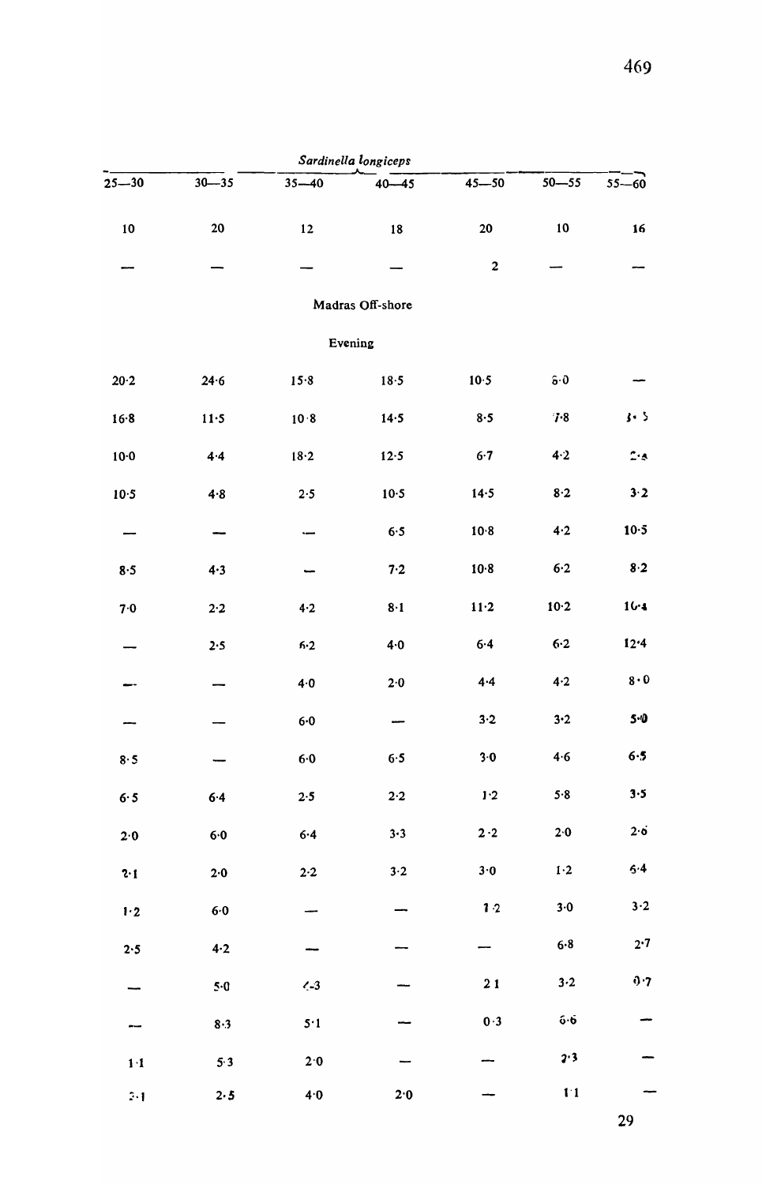| *Sardinella longiceps* | | | | | | |
|---|---|---|---|---|---|---|
| 25—30 | 30—35 | 35—40 | 40—45 | 45—50 | 50—55 | 55—60 |
| 10 | 20 | 12 | 18 | 20 | 10 | 16 |
| — | — | — | — | 2 | — | — |
| Madras Off-shore | | | | | | |
| Evening | | | | | | |
| 20·2 | 24·6 | 15·8 | 18·5 | 10·5 | 6·0 | — |
| 16·8 | 11·5 | 10·8 | 14·5 | 8·5 | 7·8 | 3·5 |
| 10·0 | 4·4 | 18·2 | 12·5 | 6·7 | 4·2 | 2·5 |
| 10·5 | 4·8 | 2·5 | 10·5 | 14·5 | 8·2 | 3·2 |
| — | — | — | 6·5 | 10·8 | 4·2 | 10·5 |
| 8·5 | 4·3 | — | 7·2 | 10·8 | 6·2 | 8·2 |
| 7·0 | 2·2 | 4·2 | 8·1 | 11·2 | 10·2 | 10·4 |
| — | 2·5 | 6·2 | 4·0 | 6·4 | 6·2 | 12·4 |
| — | — | 4·0 | 2·0 | 4·4 | 4·2 | 8·0 |
| — | — | 6·0 | — | 3·2 | 3·2 | 5·0 |
| 8·5 | — | 6·0 | 6·5 | 3·0 | 4·6 | 6·5 |
| 6·5 | 6·4 | 2·5 | 2·2 | 1·2 | 5·8 | 3·5 |
| 2·0 | 6·0 | 6·4 | 3·3 | 2·2 | 2·0 | 2·6 |
| 2·1 | 2·0 | 2·2 | 3·2 | 3·0 | 1·2 | 6·4 |
| 1·2 | 6·0 | — | — | 1·2 | 3·0 | 3·2 |
| 2·5 | 4·2 | — | — | — | 6·8 | 2·7 |
| — | 5·0 | 4·3 | — | 2·1 | 3·2 | 0·7 |
| — | 8·3 | 5·1 | — | 0·3 | 6·6 | — |
| 1·1 | 5·3 | 2·0 | — | — | 2·3 | — |
| 2·1 | 2·5 | 4·0 | 2·0 | — | 1·1 | — |